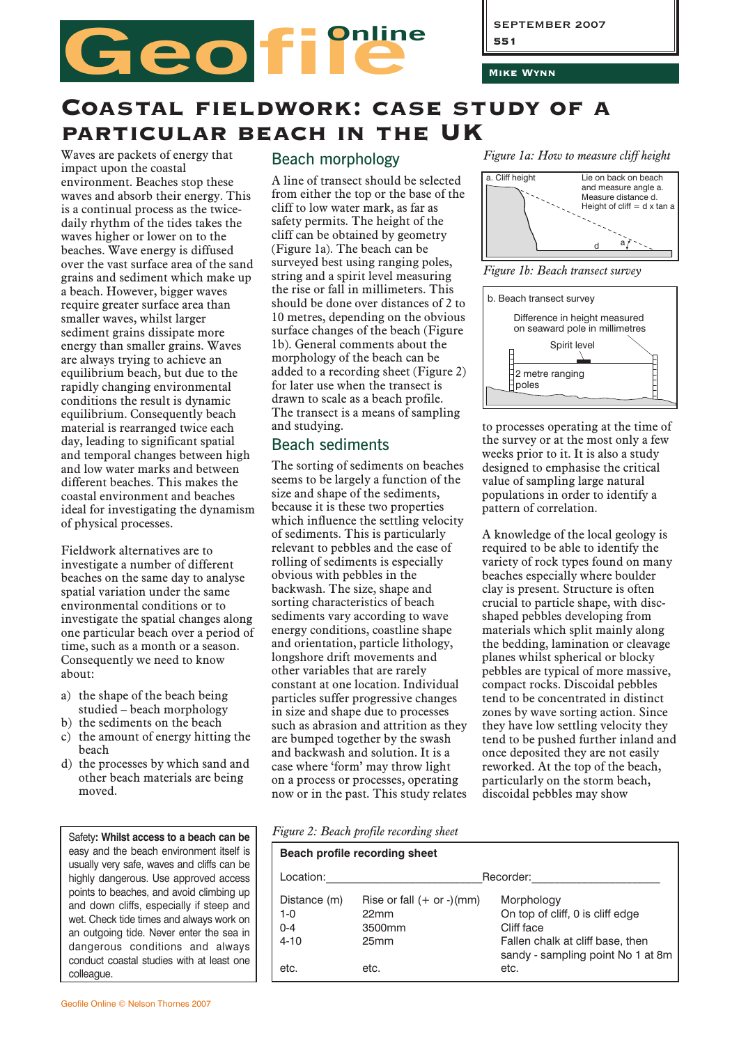# Coastal fieldwork: case study of a particular beach in the UK

Waves are packets of energy that impact upon the coastal environment. Beaches stop these waves and absorb their energy. This is a continual process as the twice-daily rhythm of the tides takes the waves higher or lower on to the beaches. Wave energy is diffused over the vast surface area of the sand grains and sediment which make up a beach. However, bigger waves require greater surface area than smaller waves, whilst larger sediment grains dissipate more energy than smaller grains. Waves are always trying to achieve an equilibrium beach, but due to the rapidly changing environmental conditions the result is dynamic equilibrium. Consequently beach material is rearranged twice each day, leading to significant spatial and temporal changes between high and low water marks and between different beaches. This makes the coastal environment and beaches ideal for investigating the dynamism of physical processes.

Fieldwork alternatives are to investigate a number of different beaches on the same day to analyse spatial variation under the same environmental conditions or to investigate the spatial changes along one particular beach over a period of time, such as a month or a season. Consequently we need to know about:

a) the shape of the beach being studied – beach morphology
b) the sediments on the beach
c) the amount of energy hitting the beach
d) the processes by which sand and other beach materials are being moved.

> Safety: **Whilst access to a beach can be** easy and the beach environment itself is usually very safe, waves and cliffs can be highly dangerous. Use approved access points to beaches, and avoid climbing up and down cliffs, especially if steep and wet. Check tide times and always work on an outgoing tide. Never enter the sea in dangerous conditions and always conduct coastal studies with at least one colleague.

## Beach morphology

A line of transect should be selected from either the top or the base of the cliff to low water mark, as far as safety permits. The height of the cliff can be obtained by geometry (Figure 1a). The beach can be surveyed best using ranging poles, string and a spirit level measuring the rise or fall in millimeters. This should be done over distances of 2 to 10 metres, depending on the obvious surface changes of the beach (Figure 1b). General comments about the morphology of the beach can be added to a recording sheet (Figure 2) for later use when the transect is drawn to scale as a beach profile. The transect is a means of sampling and studying.

## Beach sediments

The sorting of sediments on beaches seems to be largely a function of the size and shape of the sediments, because it is these two properties which influence the settling velocity of sediments. This is particularly relevant to pebbles and the ease of rolling of sediments is especially obvious with pebbles in the backwash. The size, shape and sorting characteristics of beach sediments vary according to wave energy conditions, coastline shape and orientation, particle lithology, longshore drift movements and other variables that are rarely constant at one location. Individual particles suffer progressive changes in size and shape due to processes such as abrasion and attrition as they are bumped together by the swash and backwash and solution. It is a case where 'form' may throw light on a process or processes, operating now or in the past. This study relates to processes operating at the time of the survey or at the most only a few weeks prior to it. It is also a study designed to emphasise the critical value of sampling large natural populations in order to identify a pattern of correlation.

A knowledge of the local geology is required to be able to identify the variety of rock types found on many beaches especially where boulder clay is present. Structure is often crucial to particle shape, with disc-shaped pebbles developing from materials which split mainly along the bedding, lamination or cleavage planes whilst spherical or blocky pebbles are typical of more massive, compact rocks. Discoidal pebbles tend to be concentrated in distinct zones by wave sorting action. Since they have low settling velocity they tend to be pushed further inland and once deposited they are not easily reworked. At the top of the beach, particularly on the storm beach, discoidal pebbles may show

*Figure 1a: How to measure cliff height*

a. Cliff height — Lie on back on beach and measure angle a. Measure distance d. Height of cliff = d x tan a

*Figure 1b: Beach transect survey*

b. Beach transect survey — Difference in height measured on seaward pole in millimetres; Spirit level; 2 metre ranging poles

*Figure 2: Beach profile recording sheet*

**Beach profile recording sheet**

Location:\_\_\_\_\_\_\_\_\_\_\_\_\_\_\_\_\_\_\_\_ Recorder:\_\_\_\_\_\_\_\_\_\_\_\_\_\_\_\_\_\_\_\_

| Distance (m) | Rise or fall (+ or -)(mm) | Morphology |
|---|---|---|
| 1-0 | 22mm | On top of cliff, 0 is cliff edge |
| 0-4 | 3500mm | Cliff face |
| 4-10 | 25mm | Fallen chalk at cliff base, then sandy - sampling point No 1 at 8m |
| etc. | etc. | etc. |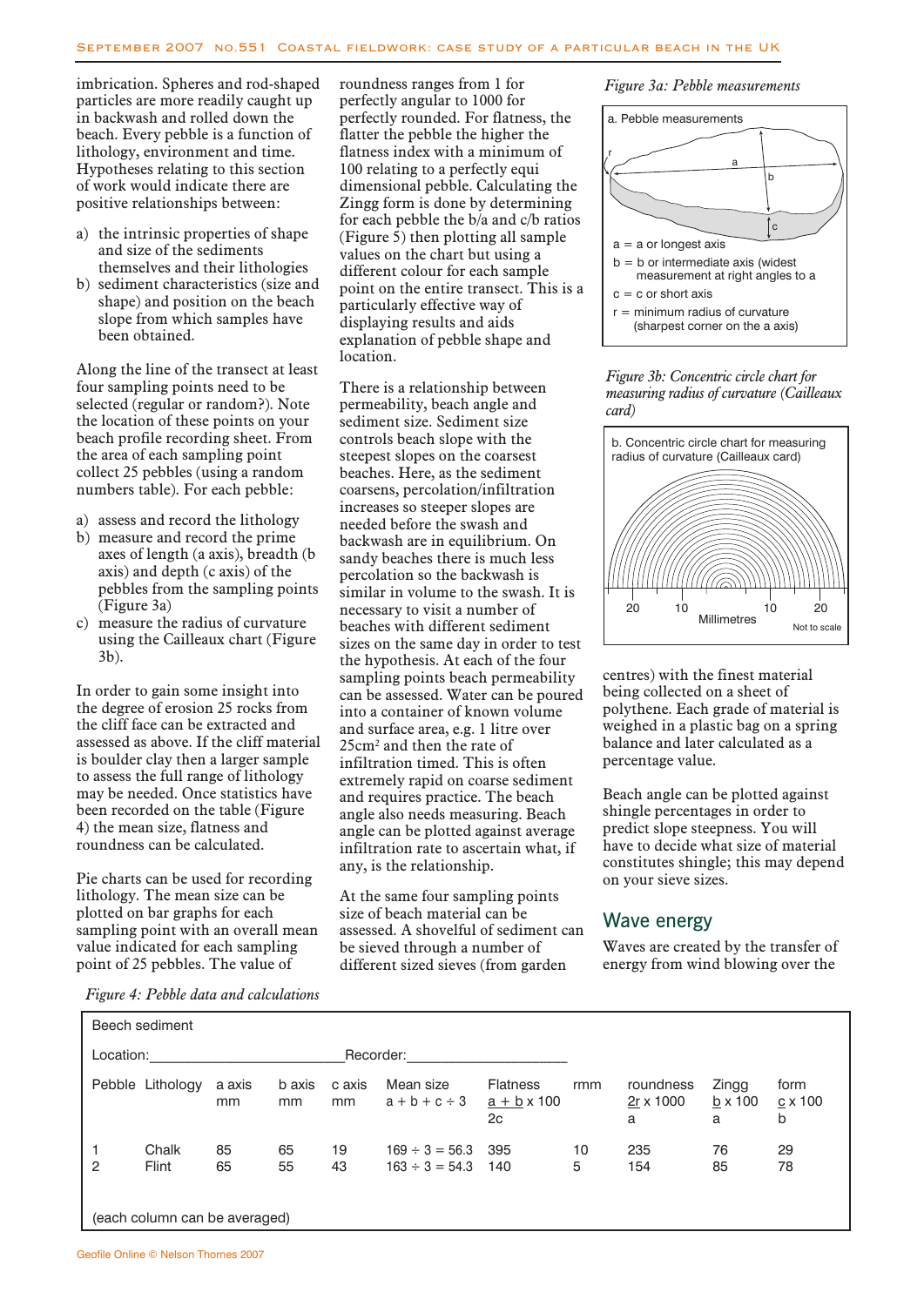imbrication. Spheres and rod-shaped particles are more readily caught up in backwash and rolled down the beach. Every pebble is a function of lithology, environment and time. Hypotheses relating to this section of work would indicate there are positive relationships between:

a) the intrinsic properties of shape and size of the sediments themselves and their lithologies
b) sediment characteristics (size and shape) and position on the beach slope from which samples have been obtained.

Along the line of the transect at least four sampling points need to be selected (regular or random?). Note the location of these points on your beach profile recording sheet. From the area of each sampling point collect 25 pebbles (using a random numbers table). For each pebble:

a) assess and record the lithology
b) measure and record the prime axes of length (a axis), breadth (b axis) and depth (c axis) of the pebbles from the sampling points (Figure 3a)
c) measure the radius of curvature using the Cailleaux chart (Figure 3b).

In order to gain some insight into the degree of erosion 25 rocks from the cliff face can be extracted and assessed as above. If the cliff material is boulder clay then a larger sample to assess the full range of lithology may be needed. Once statistics have been recorded on the table (Figure 4) the mean size, flatness and roundness can be calculated.

Pie charts can be used for recording lithology. The mean size can be plotted on bar graphs for each sampling point with an overall mean value indicated for each sampling point of 25 pebbles. The value of roundness ranges from 1 for perfectly angular to 1000 for perfectly rounded. For flatness, the flatter the pebble the higher the flatness index with a minimum of 100 relating to a perfectly equi dimensional pebble. Calculating the Zingg form is done by determining for each pebble the b/a and c/b ratios (Figure 5) then plotting all sample values on the chart but using a different colour for each sample point on the entire transect. This is a particularly effective way of displaying results and aids explanation of pebble shape and location.

There is a relationship between permeability, beach angle and sediment size. Sediment size controls beach slope with the steepest slopes on the coarsest beaches. Here, as the sediment coarsens, percolation/infiltration increases so steeper slopes are needed before the swash and backwash are in equilibrium. On sandy beaches there is much less percolation so the backwash is similar in volume to the swash. It is necessary to visit a number of beaches with different sediment sizes on the same day in order to test the hypothesis. At each of the four sampling points beach permeability can be assessed. Water can be poured into a container of known volume and surface area, e.g. 1 litre over 25cm$^2$ and then the rate of infiltration timed. This is often extremely rapid on coarse sediment and requires practice. The beach angle also needs measuring. Beach angle can be plotted against average infiltration rate to ascertain what, if any, is the relationship.

At the same four sampling points size of beach material can be assessed. A shovelful of sediment can be sieved through a number of different sized sieves (from garden centres) with the finest material being collected on a sheet of polythene. Each grade of material is weighed in a plastic bag on a spring balance and later calculated as a percentage value.

Beach angle can be plotted against shingle percentages in order to predict slope steepness. You will have to decide what size of material constitutes shingle; this may depend on your sieve sizes.

## Wave energy

Waves are created by the transfer of energy from wind blowing over the

*Figure 3a: Pebble measurements*

a. Pebble measurements

a = a or longest axis
b = b or intermediate axis (widest measurement at right angles to a
c = c or short axis
r = minimum radius of curvature (sharpest corner on the a axis)

*Figure 3b: Concentric circle chart for measuring radius of curvature (Cailleaux card)*

b. Concentric circle chart for measuring radius of curvature (Cailleaux card)

20 10 10 20
Millimetres
Not to scale

*Figure 4: Pebble data and calculations*

Beech sediment

Location:______________________ Recorder:__________________

| Pebble | Lithology | a axis mm | b axis mm | c axis mm | Mean size a + b + c ÷ 3 | Flatness (a + b)/2c x 100 | rmm | roundness 2r/a x 1000 | Zingg b/a x 100 | form c/b x 100 |
|---|---|---|---|---|---|---|---|---|---|---|
| 1 | Chalk | 85 | 65 | 19 | 169 ÷ 3 = 56.3 | 395 | 10 | 235 | 76 | 29 |
| 2 | Flint | 65 | 55 | 43 | 163 ÷ 3 = 54.3 | 140 | 5 | 154 | 85 | 78 |

(each column can be averaged)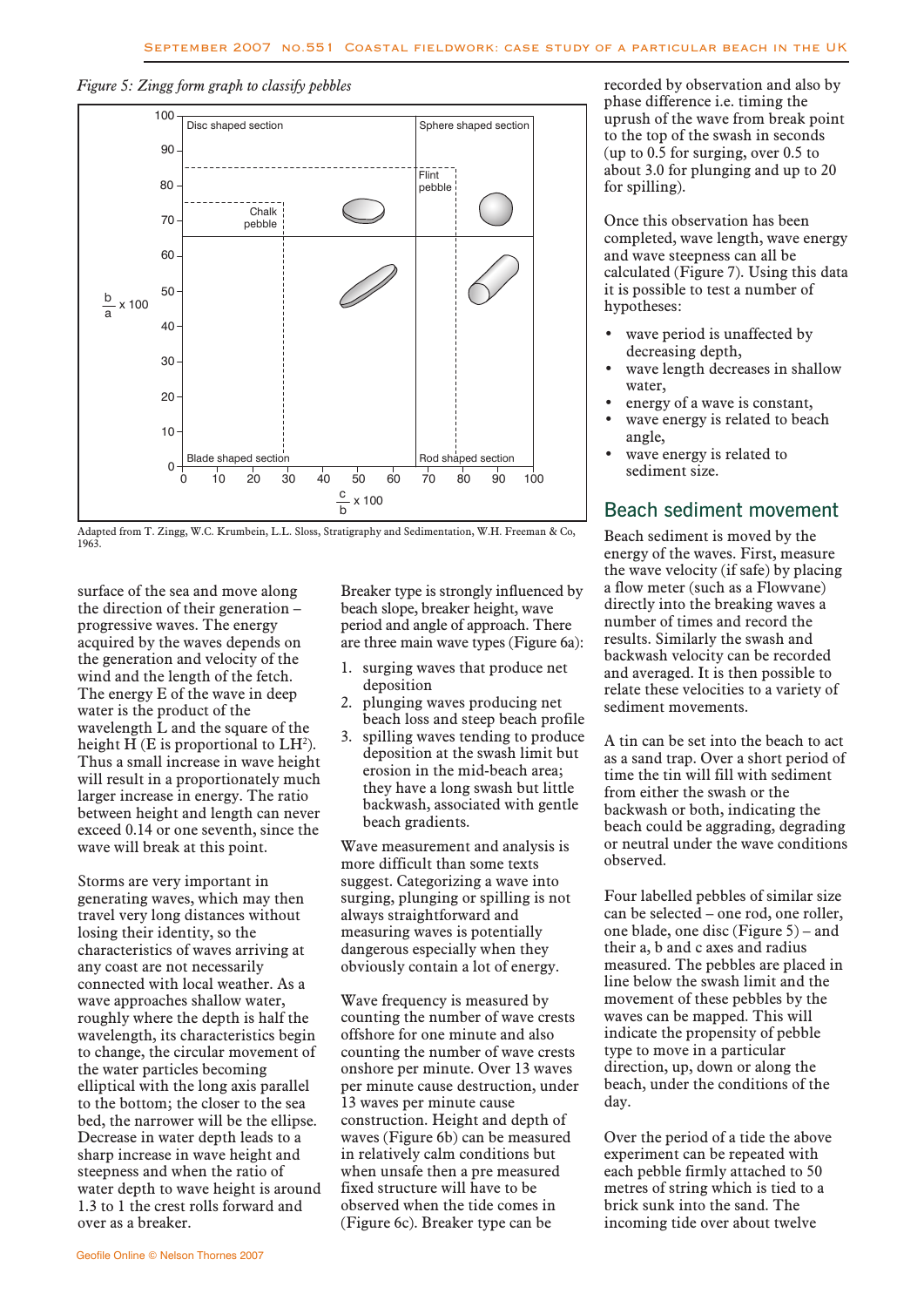*Figure 5: Zingg form graph to classify pebbles*

Adapted from T. Zingg, W.C. Krumbein, L.L. Sloss, Stratigraphy and Sedimentation, W.H. Freeman & Co, 1963.

surface of the sea and move along the direction of their generation – progressive waves. The energy acquired by the waves depends on the generation and velocity of the wind and the length of the fetch. The energy E of the wave in deep water is the product of the wavelength L and the square of the height H (E is proportional to $LH^2$). Thus a small increase in wave height will result in a proportionally much larger increase in energy. The ratio between height and length can never exceed 0.14 or one seventh, since the wave will break at this point.

Storms are very important in generating waves, which may then travel very long distances without losing their identity, so the characteristics of waves arriving at any coast are not necessarily connected with local weather. As a wave approaches shallow water, roughly where the depth is half the wavelength, its characteristics begin to change, the circular movement of the water particles becoming elliptical with the long axis parallel to the bottom; the closer to the sea bed, the narrower will be the ellipse. Decrease in water depth leads to a sharp increase in wave height and steepness and when the ratio of water depth to wave height is around 1.3 to 1 the crest rolls forward and over as a breaker.

Breaker type is strongly influenced by beach slope, breaker height, wave period and angle of approach. There are three main wave types (Figure 6a):

1. surging waves that produce net deposition
2. plunging waves producing net beach loss and steep beach profile
3. spilling waves tending to produce deposition at the swash limit but erosion in the mid-beach area; they have a long swash but little backwash, associated with gentle beach gradients.

Wave measurement and analysis is more difficult than some texts suggest. Categorizing a wave into surging, plunging or spilling is not always straightforward and measuring waves is potentially dangerous especially when they obviously contain a lot of energy.

Wave frequency is measured by counting the number of wave crests offshore for one minute and also counting the number of wave crests onshore per minute. Over 13 waves per minute cause destruction, under 13 waves per minute cause construction. Height and depth of waves (Figure 6b) can be measured in relatively calm conditions but when unsafe then a pre measured fixed structure will have to be observed when the tide comes in (Figure 6c). Breaker type can be recorded by observation and also by phase difference i.e. timing the uprush of the wave from break point to the top of the swash in seconds (up to 0.5 for surging, over 0.5 to about 3.0 for plunging and up to 20 for spilling).

Once this observation has been completed, wave length, wave energy and wave steepness can all be calculated (Figure 7). Using this data it is possible to test a number of hypotheses:

- wave period is unaffected by decreasing depth,
- wave length decreases in shallow water,
- energy of a wave is constant,
- wave energy is related to beach angle,
- wave energy is related to sediment size.

## Beach sediment movement

Beach sediment is moved by the energy of the waves. First, measure the wave velocity (if safe) by placing a flow meter (such as a Flowvane) directly into the breaking waves a number of times and record the results. Similarly the swash and backwash velocity can be recorded and averaged. It is then possible to relate these velocities to a variety of sediment movements.

A tin can be set into the beach to act as a sand trap. Over a short period of time the tin will fill with sediment from either the swash or the backwash or both, indicating the beach could be aggrading, degrading or neutral under the wave conditions observed.

Four labelled pebbles of similar size can be selected – one rod, one roller, one blade, one disc (Figure 5) – and their a, b and c axes and radius measured. The pebbles are placed in line below the swash limit and the movement of these pebbles by the waves can be mapped. This will indicate the propensity of pebble type to move in a particular direction, up, down or along the beach, under the conditions of the day.

Over the period of a tide the above experiment can be repeated with each pebble firmly attached to 50 metres of string which is tied to a brick sunk into the sand. The incoming tide over about twelve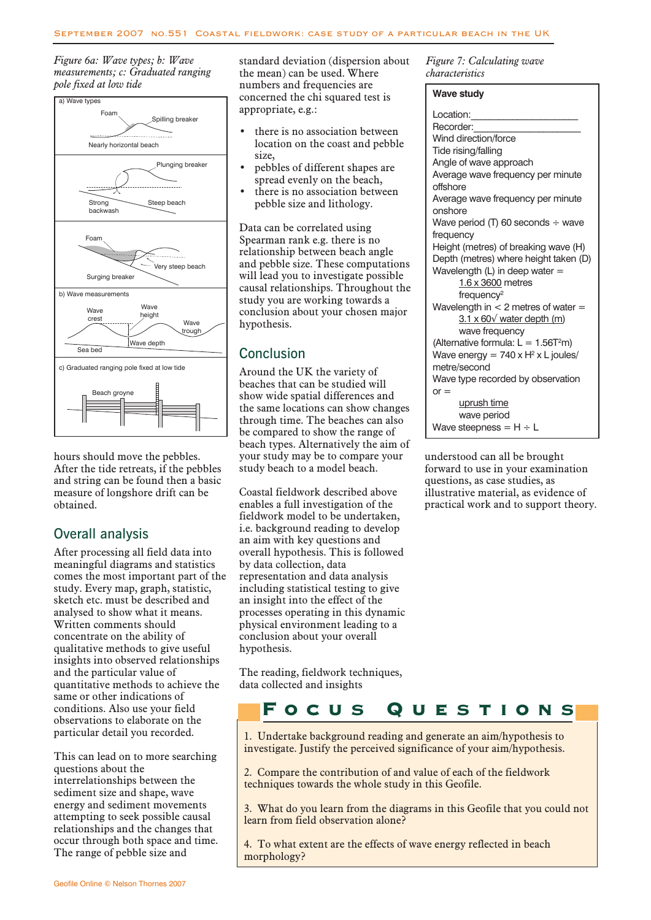*Figure 6a: Wave types; b: Wave measurements; c: Graduated ranging pole fixed at low tide*

a) Wave types

Foam

Spilling breaker

Nearly horizontal beach

Plunging breaker

Strong backwash

Steep beach

Foam

Very steep beach

Surging breaker

b) Wave measurements

Wave crest

Wave height

Wave trough

Wave depth

Sea bed

c) Graduated ranging pole fixed at low tide

Beach groyne

hours should move the pebbles. After the tide retreats, if the pebbles and string can be found then a basic measure of longshore drift can be obtained.

## Overall analysis

After processing all field data into meaningful diagrams and statistics comes the most important part of the study. Every map, graph, statistic, sketch etc. must be described and analysed to show what it means. Written comments should concentrate on the ability of qualitative methods to give useful insights into observed relationships and the particular value of quantitative methods to achieve the same or other indications of conditions. Also use your field observations to elaborate on the particular detail you recorded.

This can lead on to more searching questions about the interrelationships between the sediment size and shape, wave energy and sediment movements attempting to seek possible causal relationships and the changes that occur through both space and time. The range of pebble size and standard deviation (dispersion about the mean) can be used. Where numbers and frequencies are concerned the chi squared test is appropriate, e.g.:

- there is no association between location on the coast and pebble size,
- pebbles of different shapes are spread evenly on the beach,
- there is no association between pebble size and lithology.

Data can be correlated using Spearman rank e.g. there is no relationship between beach angle and pebble size. These computations will lead you to investigate possible causal relationships. Throughout the study you are working towards a conclusion about your chosen major hypothesis.

## Conclusion

Around the UK the variety of beaches that can be studied will show wide spatial differences and the same locations can show changes through time. The beaches can also be compared to show the range of beach types. Alternatively the aim of your study may be to compare your study beach to a model beach.

Coastal fieldwork described above enables a full investigation of the fieldwork model to be undertaken, i.e. background reading to develop an aim with key questions and overall hypothesis. This is followed by data collection, data representation and data analysis including statistical testing to give an insight into the effect of the processes operating in this dynamic physical environment leading to a conclusion about your overall hypothesis.

The reading, fieldwork techniques, data collected and insights understood can all be brought forward to use in your examination questions, as case studies, as illustrative material, as evidence of practical work and to support theory.

*Figure 7: Calculating wave characteristics*

**Wave study**

Location:____________________

Recorder:____________________

Wind direction/force

Tide rising/falling

Angle of wave approach

Average wave frequency per minute offshore

Average wave frequency per minute onshore

Wave period (T) 60 seconds ÷ wave frequency

Height (metres) of breaking wave (H)

Depth (metres) where height taken (D)

Wavelength (L) in deep water = $\dfrac{1.6 \times 3600}{\text{frequency}^2}$ metres

Wavelength in < 2 metres of water = $\dfrac{3.1 \times 60\sqrt{\text{water depth (m)}}}{\text{wave frequency}}$

(Alternative formula: $L = 1.56T^2$m)

Wave energy = $740 \times H^2 \times L$ joules/metre/second

Wave type recorded by observation or = $\dfrac{\text{uprush time}}{\text{wave period}}$

Wave steepness = $H \div L$

## Focus Questions

1. Undertake background reading and generate an aim/hypothesis to investigate. Justify the perceived significance of your aim/hypothesis.

2. Compare the contribution of and value of each of the fieldwork techniques towards the whole study in this Geofile.

3. What do you learn from the diagrams in this Geofile that you could not learn from field observation alone?

4. To what extent are the effects of wave energy reflected in beach morphology?